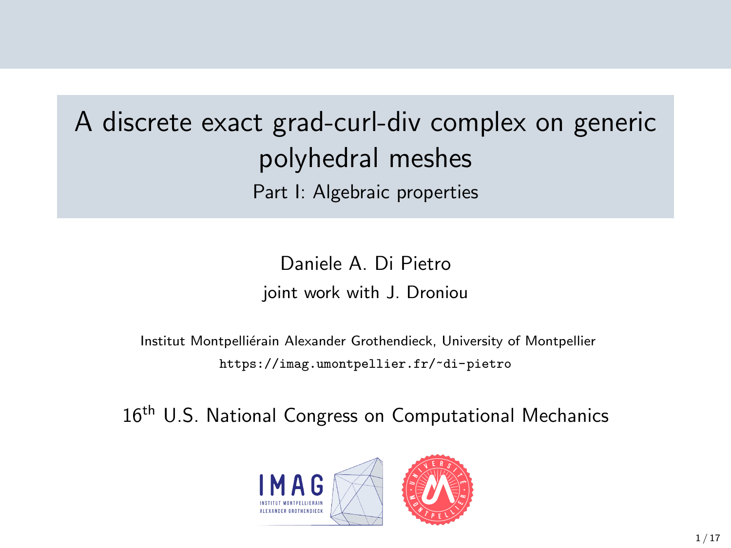# A discrete exact grad-curl-div complex on generic polyhedral meshes

## Part I: Algebraic properties

Daniele A. Di Pietro

joint work with J. Droniou

Institut Montpelliérain Alexander Grothendieck, University of Montpellier

https://imag.umontpellier.fr/~di-pietro

16th U.S. National Congress on Computational Mechanics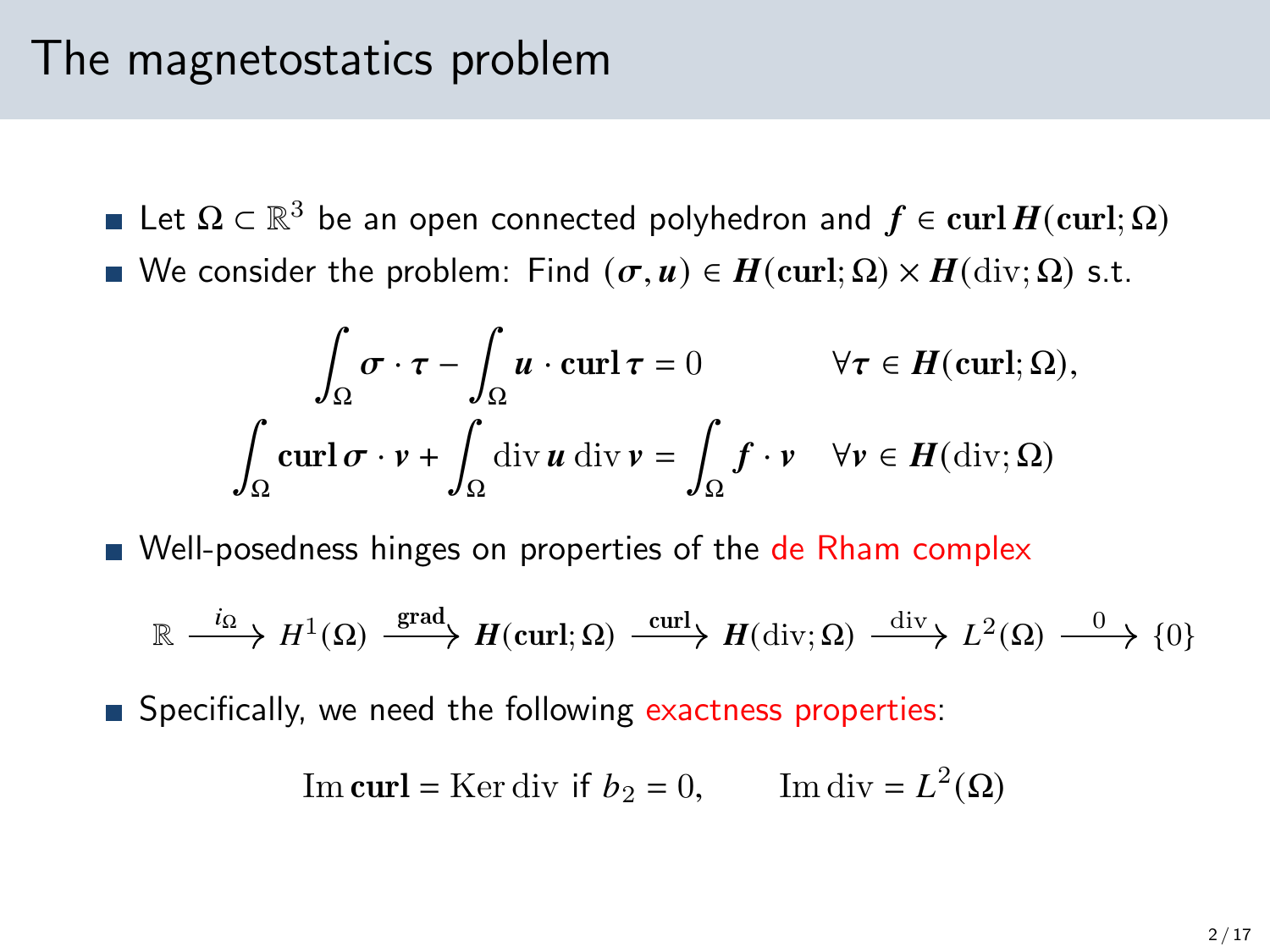# The magnetostatics problem

- Let $\Omega \subset \mathbb{R}^3$ be an open connected polyhedron and $\boldsymbol{f} \in \mathbf{curl}\, \boldsymbol{H}(\mathbf{curl}; \Omega)$
- We consider the problem: Find $(\boldsymbol{\sigma}, \boldsymbol{u}) \in \boldsymbol{H}(\mathbf{curl}; \Omega) \times \boldsymbol{H}(\mathrm{div}; \Omega)$ s.t.

$$
\begin{aligned}
\int_\Omega \boldsymbol{\sigma} \cdot \boldsymbol{\tau} - \int_\Omega \boldsymbol{u} \cdot \mathbf{curl}\, \boldsymbol{\tau} &= 0 && \forall \boldsymbol{\tau} \in \boldsymbol{H}(\mathbf{curl}; \Omega), \\
\int_\Omega \mathbf{curl}\, \boldsymbol{\sigma} \cdot \boldsymbol{v} + \int_\Omega \mathrm{div}\, \boldsymbol{u}\, \mathrm{div}\, \boldsymbol{v} &= \int_\Omega \boldsymbol{f} \cdot \boldsymbol{v} && \forall \boldsymbol{v} \in \boldsymbol{H}(\mathrm{div}; \Omega)
\end{aligned}
$$

- Well-posedness hinges on properties of the de Rham complex

$$
\mathbb{R} \xrightarrow{i_\Omega} H^1(\Omega) \xrightarrow{\mathbf{grad}} \boldsymbol{H}(\mathbf{curl}; \Omega) \xrightarrow{\mathbf{curl}} \boldsymbol{H}(\mathrm{div}; \Omega) \xrightarrow{\mathrm{div}} L^2(\Omega) \xrightarrow{0} \{0\}
$$

- Specifically, we need the following exactness properties:

$$
\mathrm{Im}\, \mathbf{curl} = \mathrm{Ker}\, \mathrm{div} \text{ if } b_2 = 0, \qquad \mathrm{Im}\, \mathrm{div} = L^2(\Omega)
$$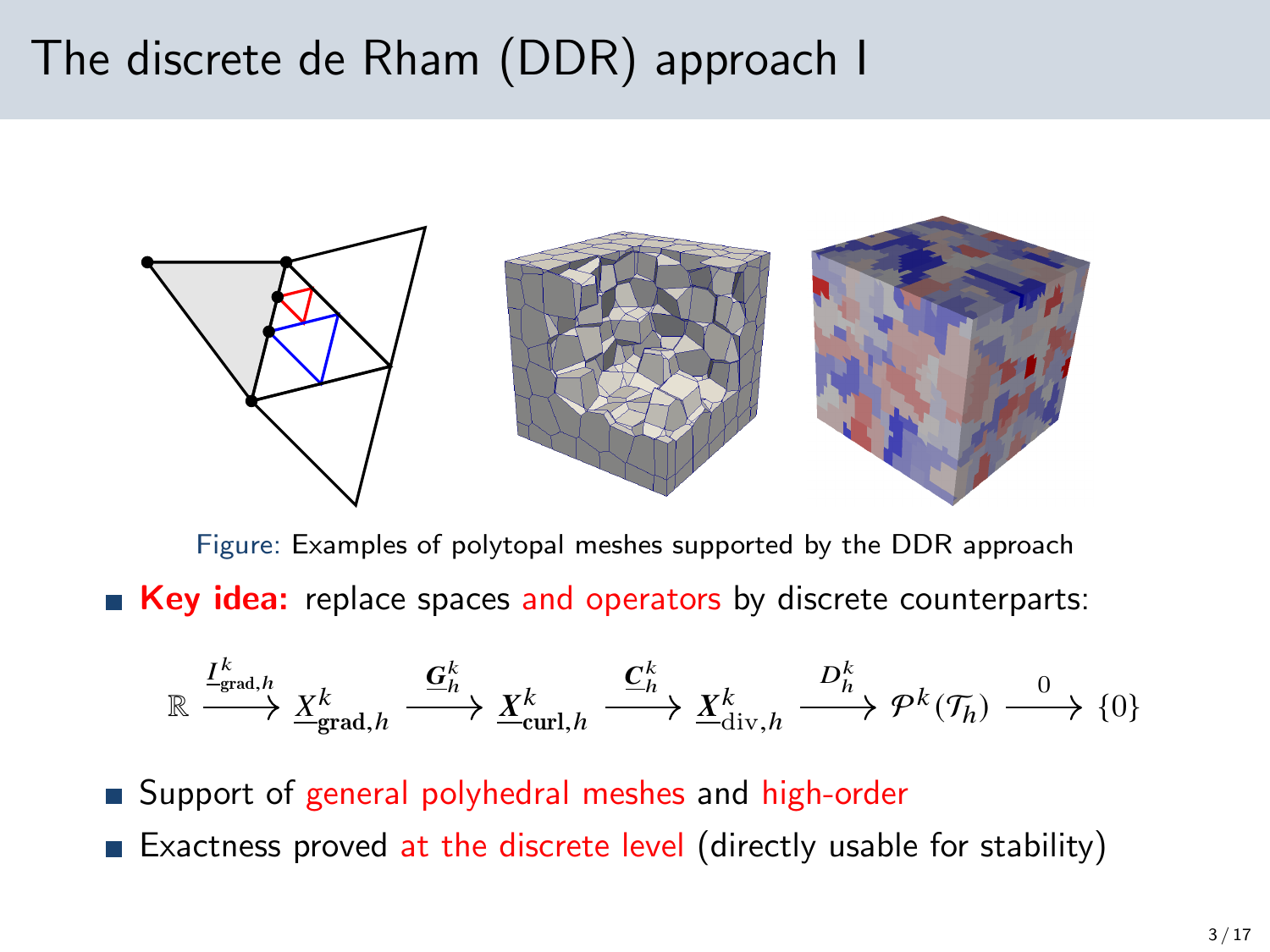# The discrete de Rham (DDR) approach I

Figure: Examples of polytopal meshes supported by the DDR approach

- **Key idea:** replace spaces and operators by discrete counterparts:

$$\mathbb{R} \xrightarrow{\underline{I}^k_{\mathrm{grad},h}} \underline{X}^k_{\mathbf{grad},h} \xrightarrow{\underline{\boldsymbol{G}}^k_h} \underline{\boldsymbol{X}}^k_{\mathbf{curl},h} \xrightarrow{\underline{\boldsymbol{C}}^k_h} \underline{\boldsymbol{X}}^k_{\mathrm{div},h} \xrightarrow{D^k_h} \mathcal{P}^k(\mathcal{T}_h) \xrightarrow{0} \{0\}$$

- Support of general polyhedral meshes and high-order
- Exactness proved at the discrete level (directly usable for stability)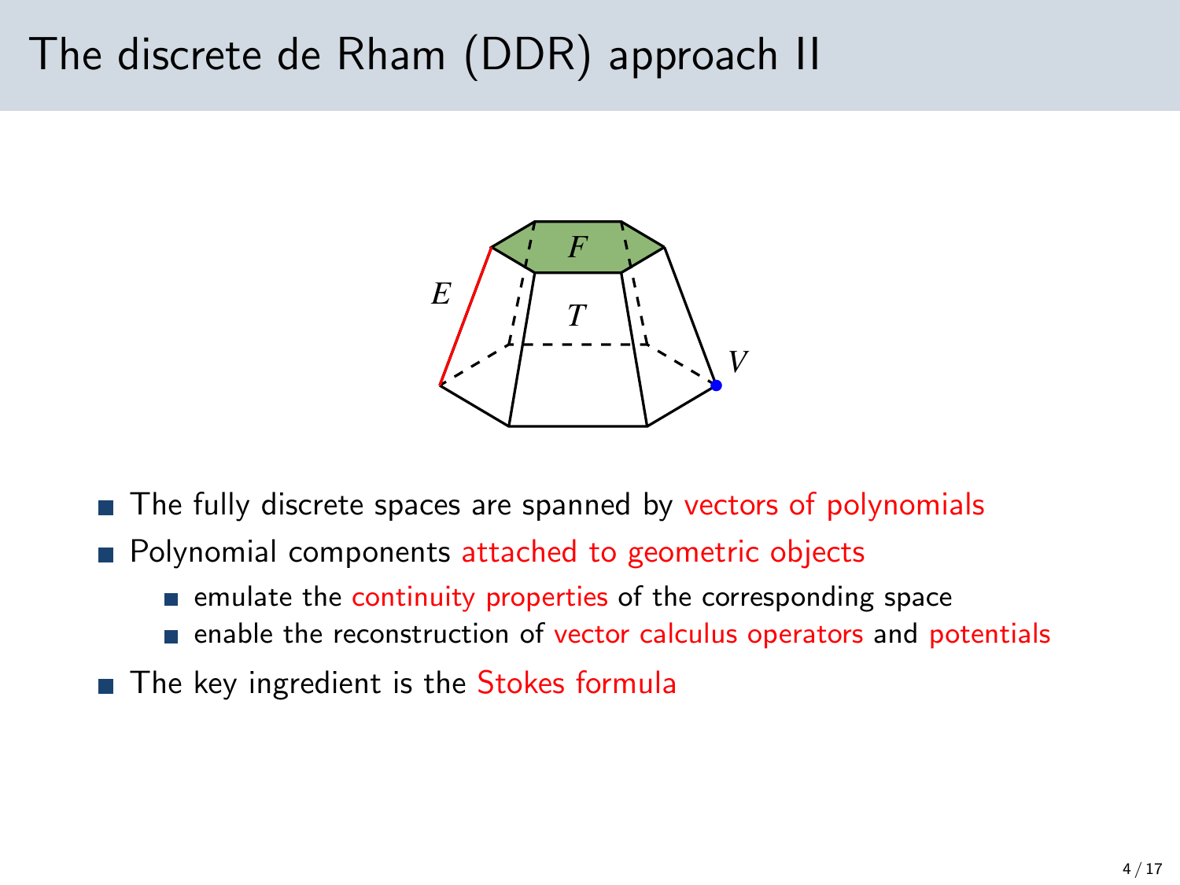# The discrete de Rham (DDR) approach II

- The fully discrete spaces are spanned by vectors of polynomials
- Polynomial components attached to geometric objects
  - emulate the continuity properties of the corresponding space
  - enable the reconstruction of vector calculus operators and potentials
- The key ingredient is the Stokes formula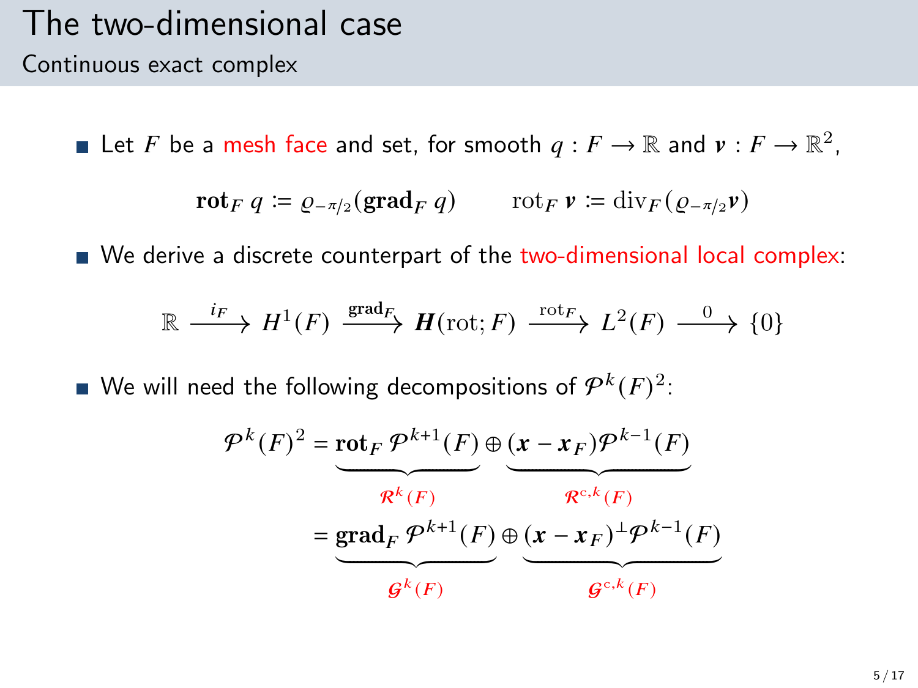# The two-dimensional case

## Continuous exact complex

- Let $F$ be a mesh face and set, for smooth $q : F \to \mathbb{R}$ and $\boldsymbol{v} : F \to \mathbb{R}^2$,

$$\mathbf{rot}_F\, q \coloneqq \varrho_{-\pi/2}(\mathbf{grad}_F\, q) \qquad \mathrm{rot}_F\, \boldsymbol{v} \coloneqq \mathrm{div}_F(\varrho_{-\pi/2}\boldsymbol{v})$$

- We derive a discrete counterpart of the two-dimensional local complex:

$$\mathbb{R} \xrightarrow{i_F} H^1(F) \xrightarrow{\mathbf{grad}_F} \boldsymbol{H}(\mathrm{rot}; F) \xrightarrow{\mathrm{rot}_F} L^2(F) \xrightarrow{0} \{0\}$$

- We will need the following decompositions of $\mathcal{P}^k(F)^2$:

$$\begin{aligned}
\mathcal{P}^k(F)^2 &= \underbrace{\mathbf{rot}_F\, \mathcal{P}^{k+1}(F)}_{\mathcal{R}^k(F)} \oplus \underbrace{(\boldsymbol{x} - \boldsymbol{x}_F)\mathcal{P}^{k-1}(F)}_{\mathcal{R}^{\mathrm{c},k}(F)} \\
&= \underbrace{\mathbf{grad}_F\, \mathcal{P}^{k+1}(F)}_{\mathcal{G}^k(F)} \oplus \underbrace{(\boldsymbol{x} - \boldsymbol{x}_F)^\perp\mathcal{P}^{k-1}(F)}_{\mathcal{G}^{\mathrm{c},k}(F)}
\end{aligned}$$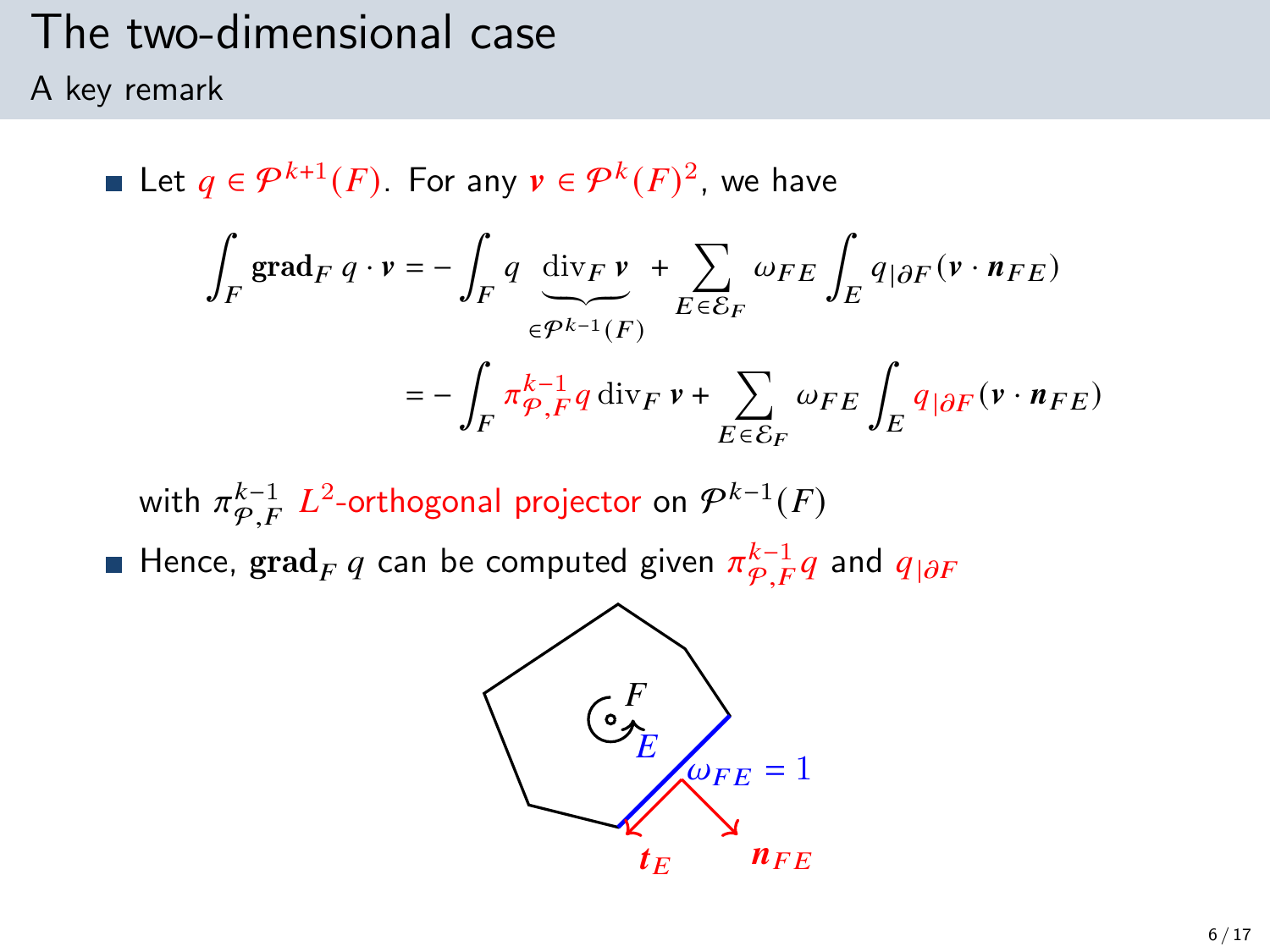# The two-dimensional case

## A key remark

- Let $q \in \mathcal{P}^{k+1}(F)$. For any $\boldsymbol{v} \in \mathcal{P}^k(F)^2$, we have

$$
\begin{aligned}
\int_F \mathbf{grad}_F\, q \cdot \boldsymbol{v} &= -\int_F q \underbrace{\operatorname{div}_F \boldsymbol{v}}_{\in \mathcal{P}^{k-1}(F)} + \sum_{E \in \mathcal{E}_F} \omega_{FE} \int_E q_{|\partial F} (\boldsymbol{v} \cdot \boldsymbol{n}_{FE}) \\
&= -\int_F \pi_{\mathcal{P},F}^{k-1} q \operatorname{div}_F \boldsymbol{v} + \sum_{E \in \mathcal{E}_F} \omega_{FE} \int_E q_{|\partial F} (\boldsymbol{v} \cdot \boldsymbol{n}_{FE})
\end{aligned}
$$

  with $\pi_{\mathcal{P},F}^{k-1}$ $L^2$-orthogonal projector on $\mathcal{P}^{k-1}(F)$

- Hence, $\mathbf{grad}_F\, q$ can be computed given $\pi_{\mathcal{P},F}^{k-1} q$ and $q_{|\partial F}$

$F$, $E$, $\omega_{FE} = 1$, $\boldsymbol{t}_E$, $\boldsymbol{n}_{FE}$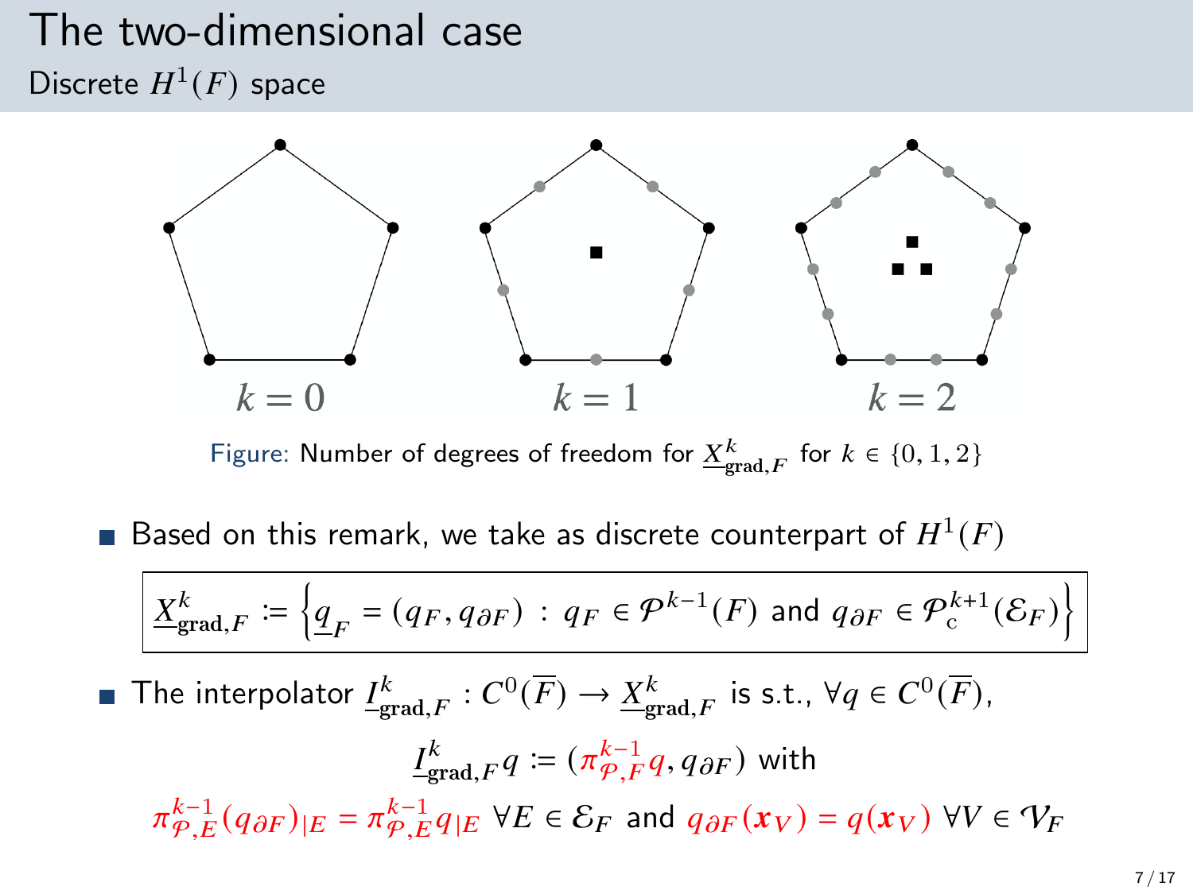# The two-dimensional case

## Discrete $H^1(F)$ space

$k = 0$ $k = 1$ $k = 2$

Figure: Number of degrees of freedom for $\underline{X}^k_{\mathbf{grad},F}$ for $k \in \{0, 1, 2\}$

- Based on this remark, we take as discrete counterpart of $H^1(F)$

$$\underline{X}^k_{\mathbf{grad},F} := \left\{ \underline{q}_F = (q_F, q_{\partial F}) \ : \ q_F \in \mathcal{P}^{k-1}(F) \text{ and } q_{\partial F} \in \mathcal{P}^{k+1}_{\mathrm{c}}(\mathcal{E}_F) \right\}$$

- The interpolator $\underline{I}^k_{\mathbf{grad},F} : C^0(\overline{F}) \to \underline{X}^k_{\mathbf{grad},F}$ is s.t., $\forall q \in C^0(\overline{F})$,

$$\underline{I}^k_{\mathbf{grad},F} q := (\pi^{k-1}_{\mathcal{P},F} q, q_{\partial F}) \text{ with}$$

$$\pi^{k-1}_{\mathcal{P},E} (q_{\partial F})_{|E} = \pi^{k-1}_{\mathcal{P},E} q_{|E} \ \forall E \in \mathcal{E}_F \text{ and } q_{\partial F}(\boldsymbol{x}_V) = q(\boldsymbol{x}_V) \ \forall V \in \mathcal{V}_F$$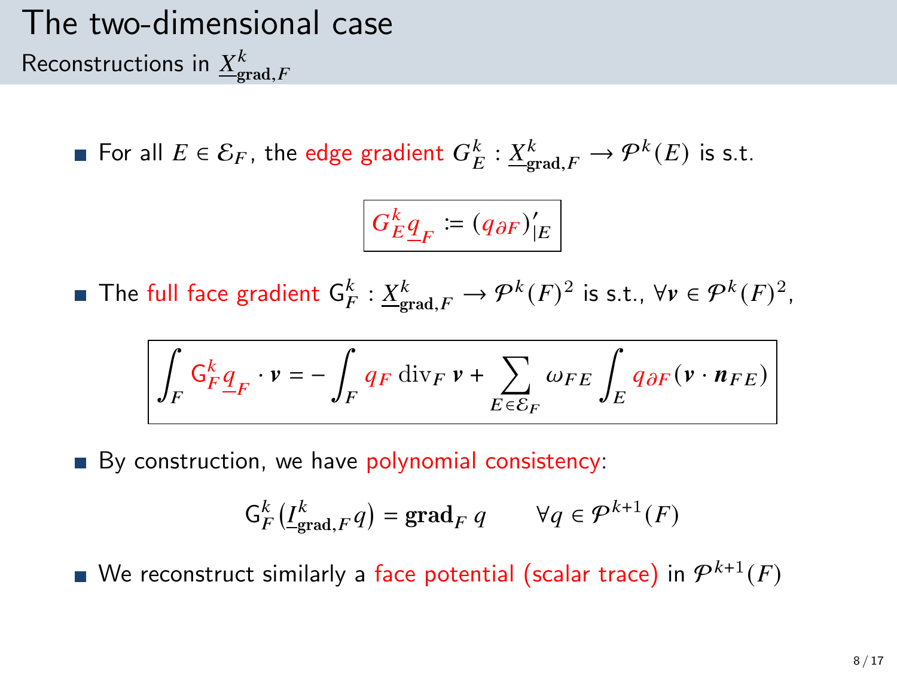# The two-dimensional case

## Reconstructions in $\underline{X}^k_{\mathbf{grad},F}$

- For all $E \in \mathcal{E}_F$, the edge gradient $G^k_E : \underline{X}^k_{\mathbf{grad},F} \to \mathcal{P}^k(E)$ is s.t.

$$\boxed{G^k_E \underline{q}_F := (q_{\partial F})'_{|E}}$$

- The full face gradient $\mathsf{G}^k_F : \underline{X}^k_{\mathbf{grad},F} \to \mathcal{P}^k(F)^2$ is s.t., $\forall \boldsymbol{v} \in \mathcal{P}^k(F)^2$,

$$\boxed{\int_F \mathsf{G}^k_F \underline{q}_F \cdot \boldsymbol{v} = -\int_F q_F \,\mathrm{div}_F\, \boldsymbol{v} + \sum_{E \in \mathcal{E}_F} \omega_{FE} \int_E q_{\partial F} (\boldsymbol{v} \cdot \boldsymbol{n}_{FE})}$$

- By construction, we have polynomial consistency:

$$\mathsf{G}^k_F \big( \underline{I}^k_{\mathbf{grad},F} q \big) = \mathbf{grad}_F\, q \qquad \forall q \in \mathcal{P}^{k+1}(F)$$

- We reconstruct similarly a face potential (scalar trace) in $\mathcal{P}^{k+1}(F)$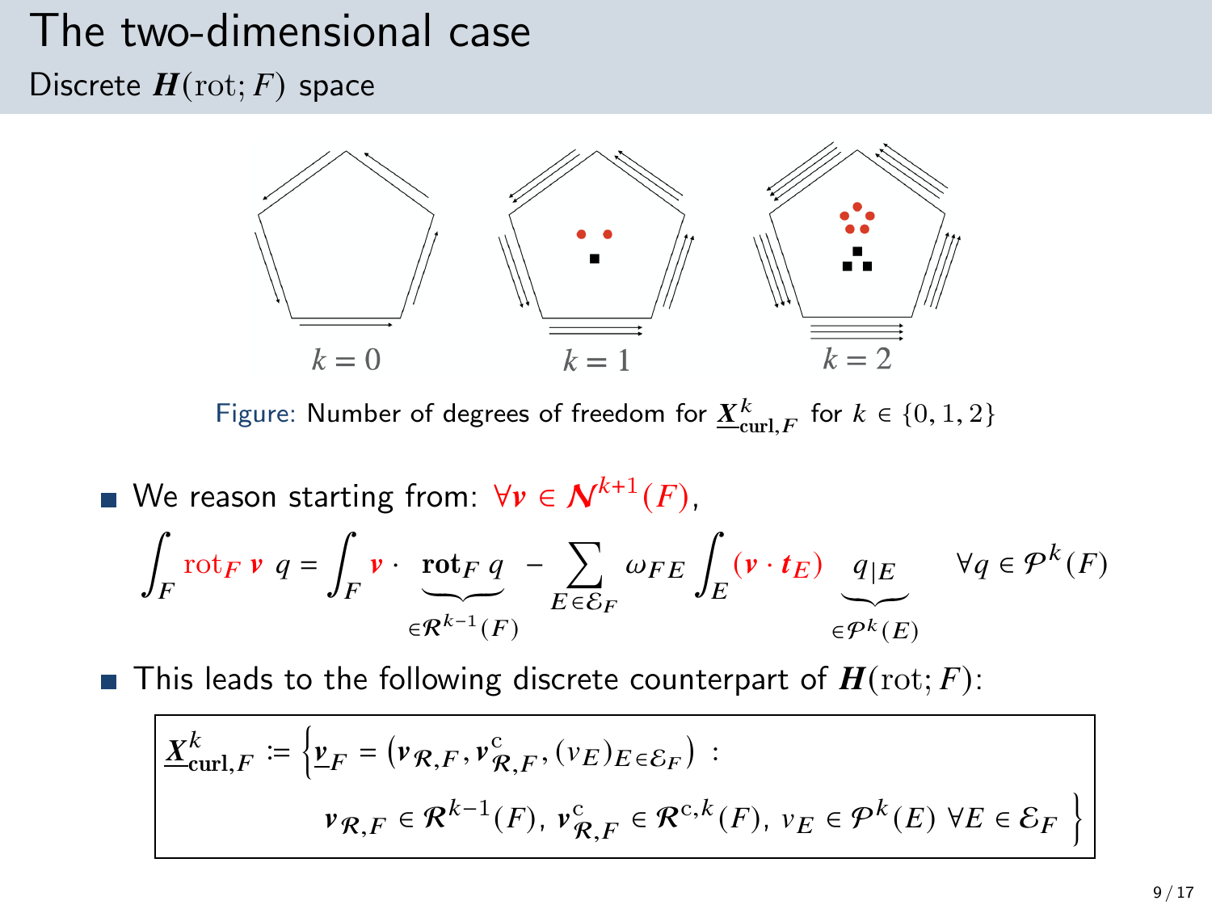# The two-dimensional case

## Discrete $\boldsymbol{H}(\mathrm{rot}; F)$ space

$k = 0$ $\quad$ $k = 1$ $\quad$ $k = 2$

Figure: Number of degrees of freedom for $\underline{\boldsymbol{X}}^k_{\mathbf{curl},F}$ for $k \in \{0, 1, 2\}$

- We reason starting from: $\forall \boldsymbol{v} \in \boldsymbol{N}^{k+1}(F)$,

$$\int_F \mathrm{rot}_F \, \boldsymbol{v} \; q = \int_F \boldsymbol{v} \cdot \underbrace{\mathbf{rot}_F \, q}_{\in \mathcal{R}^{k-1}(F)} - \sum_{E \in \mathcal{E}_F} \omega_{FE} \int_E (\boldsymbol{v} \cdot \boldsymbol{t}_E) \underbrace{q_{|E}}_{\in \mathcal{P}^k(E)} \quad \forall q \in \mathcal{P}^k(F)$$

- This leads to the following discrete counterpart of $\boldsymbol{H}(\mathrm{rot}; F)$:

$$\underline{\boldsymbol{X}}^k_{\mathbf{curl},F} := \Big\{ \underline{\boldsymbol{v}}_F = \left( \boldsymbol{v}_{\mathcal{R},F}, \boldsymbol{v}^{\mathrm{c}}_{\mathcal{R},F}, (v_E)_{E \in \mathcal{E}_F} \right) \; : \; \boldsymbol{v}_{\mathcal{R},F} \in \mathcal{R}^{k-1}(F), \; \boldsymbol{v}^{\mathrm{c}}_{\mathcal{R},F} \in \mathcal{R}^{\mathrm{c},k}(F), \; v_E \in \mathcal{P}^k(E) \; \forall E \in \mathcal{E}_F \Big\}$$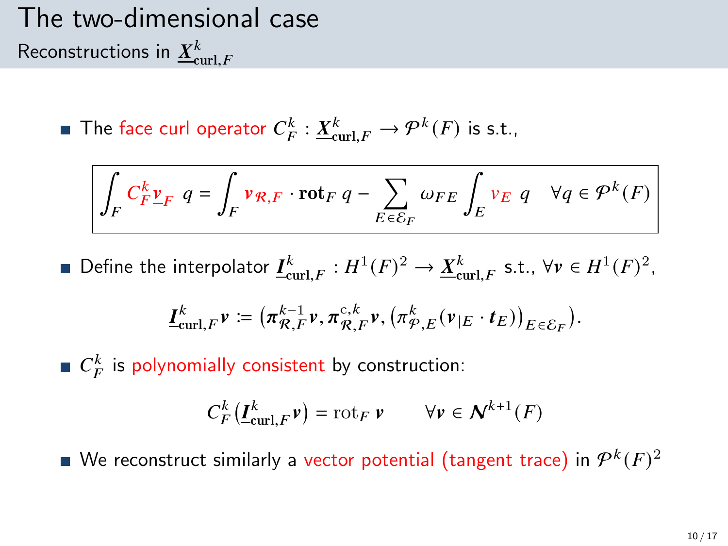# The two-dimensional case

## Reconstructions in $\underline{\boldsymbol{X}}^k_{\mathbf{curl},F}$

- The face curl operator $C_F^k : \underline{\boldsymbol{X}}^k_{\mathbf{curl},F} \to \mathcal{P}^k(F)$ is s.t.,

$$\boxed{\int_F C_F^k \underline{\boldsymbol{v}}_F \; q = \int_F \boldsymbol{v}_{\mathcal{R},F} \cdot \mathbf{rot}_F \, q - \sum_{E \in \mathcal{E}_F} \omega_{FE} \int_E v_E \; q \quad \forall q \in \mathcal{P}^k(F)}$$

- Define the interpolator $\underline{\boldsymbol{I}}^k_{\mathbf{curl},F} : H^1(F)^2 \to \underline{\boldsymbol{X}}^k_{\mathbf{curl},F}$ s.t., $\forall \boldsymbol{v} \in H^1(F)^2$,

$$\underline{\boldsymbol{I}}^k_{\mathbf{curl},F} \boldsymbol{v} := \left( \boldsymbol{\pi}^{k-1}_{\mathcal{R},F} \boldsymbol{v}, \boldsymbol{\pi}^{\mathrm{c},k}_{\mathcal{R},F} \boldsymbol{v}, \left( \pi^k_{\mathcal{P},E} (\boldsymbol{v}_{|E} \cdot \boldsymbol{t}_E) \right)_{E \in \mathcal{E}_F} \right).$$

- $C_F^k$ is polynomially consistent by construction:

$$C_F^k \left( \underline{\boldsymbol{I}}^k_{\mathbf{curl},F} \boldsymbol{v} \right) = \mathrm{rot}_F \, \boldsymbol{v} \qquad \forall \boldsymbol{v} \in \boldsymbol{\mathcal{N}}^{k+1}(F)$$

- We reconstruct similarly a vector potential (tangent trace) in $\mathcal{P}^k(F)^2$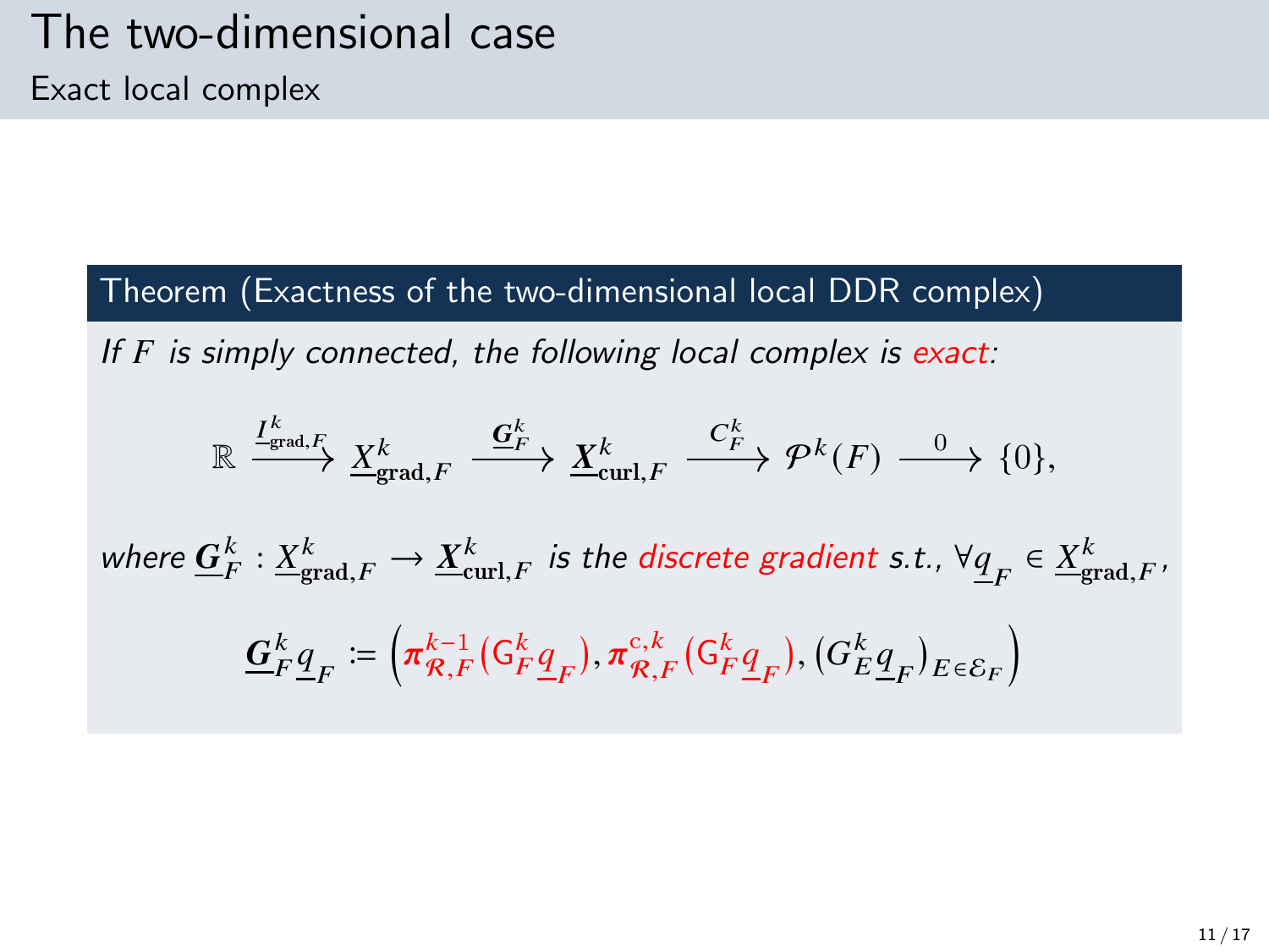# The two-dimensional case

## Exact local complex

**Theorem (Exactness of the two-dimensional local DDR complex)**

*If $F$ is simply connected, the following local complex is exact:*

$$\mathbb{R} \xrightarrow{\underline{I}^k_{\mathrm{grad},F}} \underline{X}^k_{\mathbf{grad},F} \xrightarrow{\underline{\boldsymbol{G}}^k_F} \underline{\boldsymbol{X}}^k_{\mathbf{curl},F} \xrightarrow{C^k_F} \mathcal{P}^k(F) \xrightarrow{0} \{0\},$$

*where* $\underline{\boldsymbol{G}}^k_F : \underline{X}^k_{\mathbf{grad},F} \to \underline{\boldsymbol{X}}^k_{\mathbf{curl},F}$ *is the discrete gradient s.t.,* $\forall \underline{q}_F \in \underline{X}^k_{\mathbf{grad},F}$,

$$\underline{\boldsymbol{G}}^k_F \underline{q}_F := \left( \boldsymbol{\pi}^{k-1}_{\mathcal{R},F}(\mathsf{G}^k_F \underline{q}_F), \boldsymbol{\pi}^{\mathrm{c},k}_{\mathcal{R},F}(\mathsf{G}^k_F \underline{q}_F), (G^k_E \underline{q}_F)_{E \in \mathcal{E}_F} \right)$$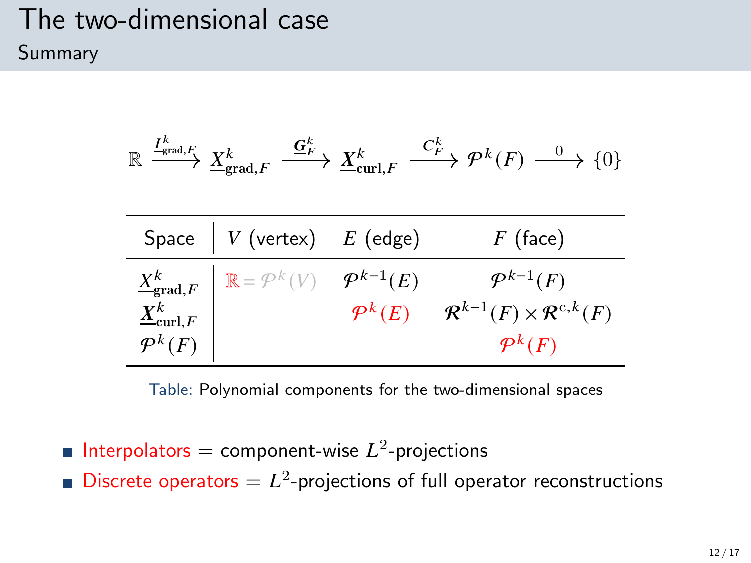# The two-dimensional case

## Summary

$$\mathbb{R} \xrightarrow{\underline{I}^k_{\mathrm{grad},F}} \underline{X}^k_{\mathbf{grad},F} \xrightarrow{\underline{\boldsymbol{G}}^k_F} \underline{\boldsymbol{X}}^k_{\mathbf{curl},F} \xrightarrow{C^k_F} \mathcal{P}^k(F) \xrightarrow{0} \{0\}$$

| Space | $V$ (vertex) | $E$ (edge) | $F$ (face) |
|---|---|---|---|
| $\underline{X}^k_{\mathbf{grad},F}$ | $\mathbb{R} = \mathcal{P}^k(V)$ | $\mathcal{P}^{k-1}(E)$ | $\mathcal{P}^{k-1}(F)$ |
| $\underline{\boldsymbol{X}}^k_{\mathbf{curl},F}$ | | $\mathcal{P}^k(E)$ | $\boldsymbol{\mathcal{R}}^{k-1}(F) \times \boldsymbol{\mathcal{R}}^{\mathrm{c},k}(F)$ |
| $\mathcal{P}^k(F)$ | | | $\mathcal{P}^k(F)$ |

Table: Polynomial components for the two-dimensional spaces

- Interpolators = component-wise $L^2$-projections
- Discrete operators = $L^2$-projections of full operator reconstructions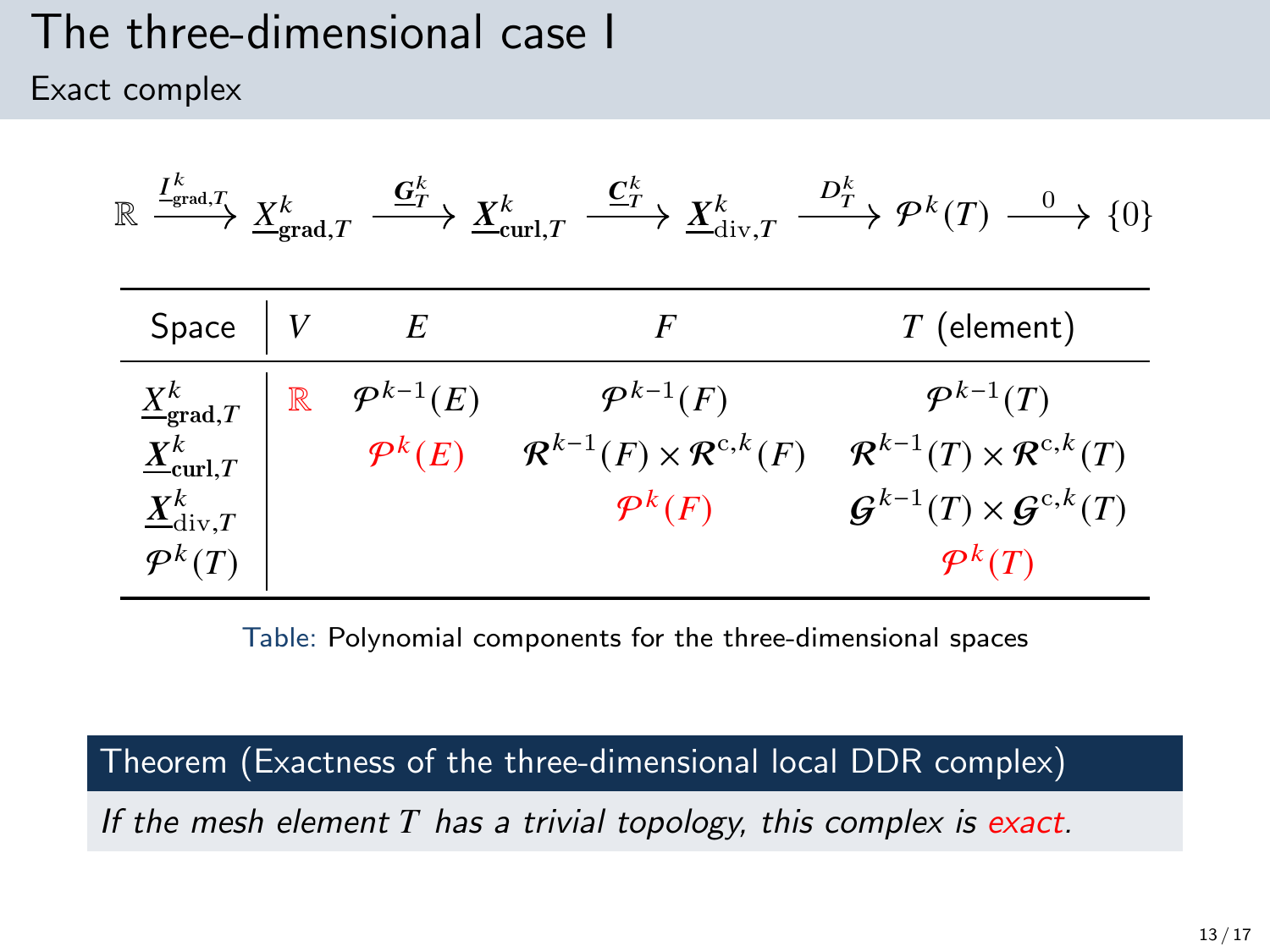# The three-dimensional case I

## Exact complex

$$\mathbb{R} \xrightarrow{\underline{I}^k_{\mathrm{grad},T}} \underline{X}^k_{\mathbf{grad},T} \xrightarrow{\underline{\boldsymbol{G}}^k_T} \underline{\boldsymbol{X}}^k_{\mathbf{curl},T} \xrightarrow{\underline{\boldsymbol{C}}^k_T} \underline{\boldsymbol{X}}^k_{\mathrm{div},T} \xrightarrow{D^k_T} \mathcal{P}^k(T) \xrightarrow{0} \{0\}$$

| Space | $V$ | $E$ | $F$ | $T$ (element) |
|---|---|---|---|---|
| $\underline{X}^k_{\mathbf{grad},T}$ | $\mathbb{R}$ | $\mathcal{P}^{k-1}(E)$ | $\mathcal{P}^{k-1}(F)$ | $\mathcal{P}^{k-1}(T)$ |
| $\underline{\boldsymbol{X}}^k_{\mathbf{curl},T}$ | | $\mathcal{P}^k(E)$ | $\mathcal{R}^{k-1}(F) \times \mathcal{R}^{\mathrm{c},k}(F)$ | $\mathcal{R}^{k-1}(T) \times \mathcal{R}^{\mathrm{c},k}(T)$ |
| $\underline{\boldsymbol{X}}^k_{\mathrm{div},T}$ | | | $\mathcal{P}^k(F)$ | $\mathcal{G}^{k-1}(T) \times \mathcal{G}^{\mathrm{c},k}(T)$ |
| $\mathcal{P}^k(T)$ | | | | $\mathcal{P}^k(T)$ |

Table: Polynomial components for the three-dimensional spaces

**Theorem (Exactness of the three-dimensional local DDR complex)**

*If the mesh element $T$ has a trivial topology, this complex is exact.*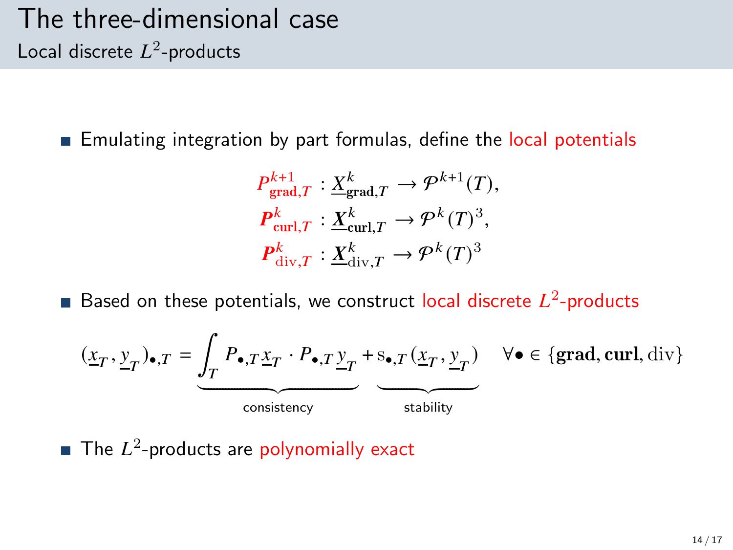# The three-dimensional case

## Local discrete $L^2$-products

- Emulating integration by part formulas, define the local potentials

$$
\begin{aligned}
P^{k+1}_{\mathbf{grad},T} &: \underline{X}^k_{\mathbf{grad},T} \to \mathcal{P}^{k+1}(T),\\
\boldsymbol{P}^{k}_{\mathbf{curl},T} &: \underline{\boldsymbol{X}}^k_{\mathbf{curl},T} \to \mathcal{P}^{k}(T)^3,\\
\boldsymbol{P}^{k}_{\mathrm{div},T} &: \underline{\boldsymbol{X}}^k_{\mathrm{div},T} \to \mathcal{P}^{k}(T)^3
\end{aligned}
$$

- Based on these potentials, we construct local discrete $L^2$-products

$$
(\underline{x}_T, \underline{y}_T)_{\bullet,T} = \underbrace{\int_T P_{\bullet,T}\underline{x}_T \cdot P_{\bullet,T}\underline{y}_T}_{\text{consistency}} + \underbrace{\mathrm{s}_{\bullet,T}(\underline{x}_T, \underline{y}_T)}_{\text{stability}} \quad \forall \bullet \in \{\mathbf{grad}, \mathbf{curl}, \mathrm{div}\}
$$

- The $L^2$-products are polynomially exact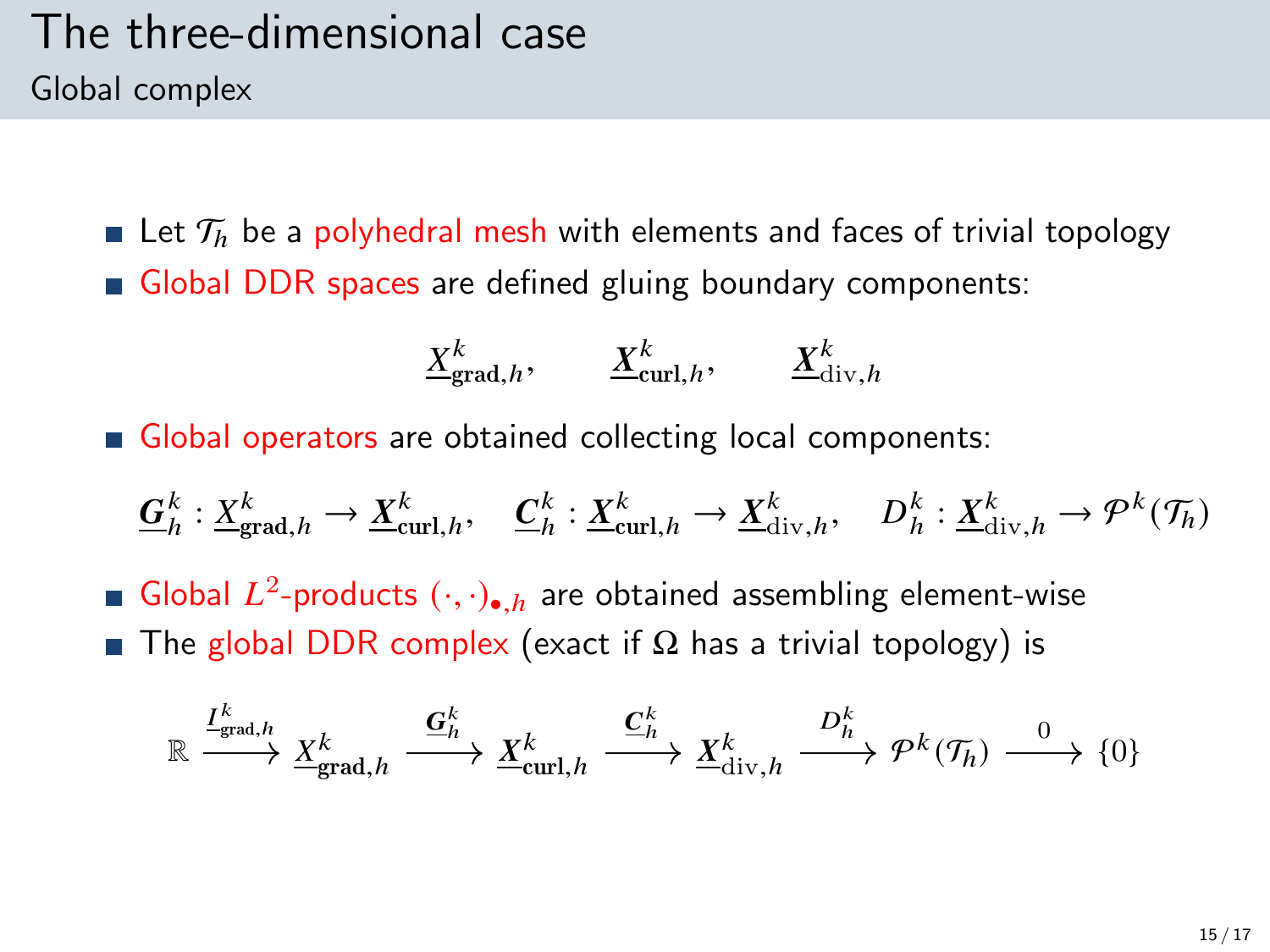# The three-dimensional case

## Global complex

- Let $\mathcal{T}_h$ be a polyhedral mesh with elements and faces of trivial topology
- Global DDR spaces are defined gluing boundary components:

$$\underline{X}^k_{\mathbf{grad},h}, \qquad \underline{\boldsymbol{X}}^k_{\mathbf{curl},h}, \qquad \underline{\boldsymbol{X}}^k_{\mathrm{div},h}$$

- Global operators are obtained collecting local components:

$$\underline{\boldsymbol{G}}^k_h : \underline{X}^k_{\mathbf{grad},h} \to \underline{\boldsymbol{X}}^k_{\mathbf{curl},h}, \quad \underline{\boldsymbol{C}}^k_h : \underline{\boldsymbol{X}}^k_{\mathbf{curl},h} \to \underline{\boldsymbol{X}}^k_{\mathrm{div},h}, \quad D^k_h : \underline{\boldsymbol{X}}^k_{\mathrm{div},h} \to \mathcal{P}^k(\mathcal{T}_h)$$

- Global $L^2$-products $(\cdot,\cdot)_{\bullet,h}$ are obtained assembling element-wise
- The global DDR complex (exact if $\Omega$ has a trivial topology) is

$$\mathbb{R} \xrightarrow{\underline{I}^k_{\mathbf{grad},h}} \underline{X}^k_{\mathbf{grad},h} \xrightarrow{\underline{\boldsymbol{G}}^k_h} \underline{\boldsymbol{X}}^k_{\mathbf{curl},h} \xrightarrow{\underline{\boldsymbol{C}}^k_h} \underline{\boldsymbol{X}}^k_{\mathrm{div},h} \xrightarrow{D^k_h} \mathcal{P}^k(\mathcal{T}_h) \xrightarrow{0} \{0\}$$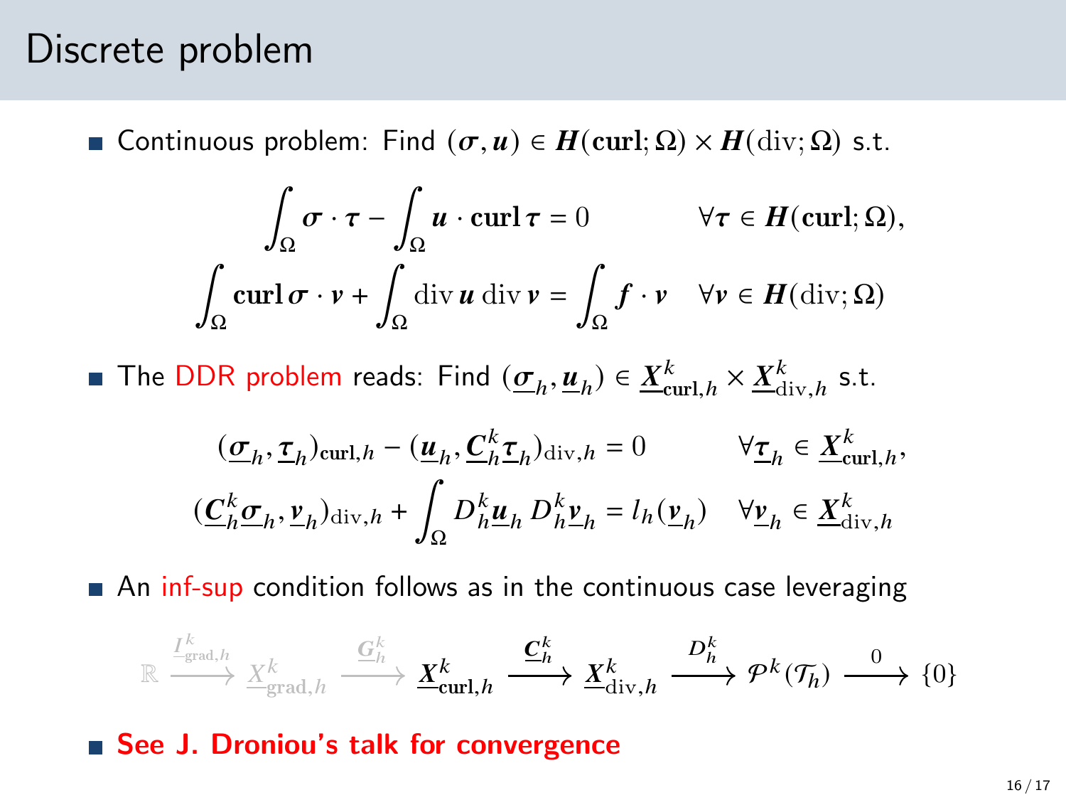# Discrete problem

- Continuous problem: Find $(\boldsymbol{\sigma}, \boldsymbol{u}) \in \boldsymbol{H}(\mathbf{curl};\Omega) \times \boldsymbol{H}(\mathrm{div};\Omega)$ s.t.

$$
\begin{aligned}
\int_\Omega \boldsymbol{\sigma} \cdot \boldsymbol{\tau} - \int_\Omega \boldsymbol{u} \cdot \mathbf{curl}\, \boldsymbol{\tau} &= 0 \qquad && \forall \boldsymbol{\tau} \in \boldsymbol{H}(\mathbf{curl};\Omega), \\
\int_\Omega \mathbf{curl}\, \boldsymbol{\sigma} \cdot \boldsymbol{v} + \int_\Omega \mathrm{div}\, \boldsymbol{u}\, \mathrm{div}\, \boldsymbol{v} &= \int_\Omega \boldsymbol{f} \cdot \boldsymbol{v} \quad && \forall \boldsymbol{v} \in \boldsymbol{H}(\mathrm{div};\Omega)
\end{aligned}
$$

- The DDR problem reads: Find $(\underline{\boldsymbol{\sigma}}_h, \underline{\boldsymbol{u}}_h) \in \underline{\boldsymbol{X}}^k_{\mathbf{curl},h} \times \underline{\boldsymbol{X}}^k_{\mathrm{div},h}$ s.t.

$$
\begin{aligned}
(\underline{\boldsymbol{\sigma}}_h, \underline{\boldsymbol{\tau}}_h)_{\mathbf{curl},h} - (\underline{\boldsymbol{u}}_h, \underline{\boldsymbol{C}}^k_h \underline{\boldsymbol{\tau}}_h)_{\mathrm{div},h} &= 0 \qquad && \forall \underline{\boldsymbol{\tau}}_h \in \underline{\boldsymbol{X}}^k_{\mathbf{curl},h}, \\
(\underline{\boldsymbol{C}}^k_h \underline{\boldsymbol{\sigma}}_h, \underline{\boldsymbol{v}}_h)_{\mathrm{div},h} + \int_\Omega D^k_h \underline{\boldsymbol{u}}_h\, D^k_h \underline{\boldsymbol{v}}_h &= l_h(\underline{\boldsymbol{v}}_h) \quad && \forall \underline{\boldsymbol{v}}_h \in \underline{\boldsymbol{X}}^k_{\mathrm{div},h}
\end{aligned}
$$

- An inf-sup condition follows as in the continuous case leveraging

$$
\mathbb{R} \xrightarrow{\underline{I}^k_{\mathrm{grad},h}} \underline{X}^k_{\mathrm{grad},h} \xrightarrow{\underline{\boldsymbol{G}}^k_h} \underline{\boldsymbol{X}}^k_{\mathbf{curl},h} \xrightarrow{\underline{\boldsymbol{C}}^k_h} \underline{\boldsymbol{X}}^k_{\mathrm{div},h} \xrightarrow{D^k_h} \mathcal{P}^k(\mathcal{T}_h) \xrightarrow{0} \{0\}
$$

- **See J. Droniou's talk for convergence**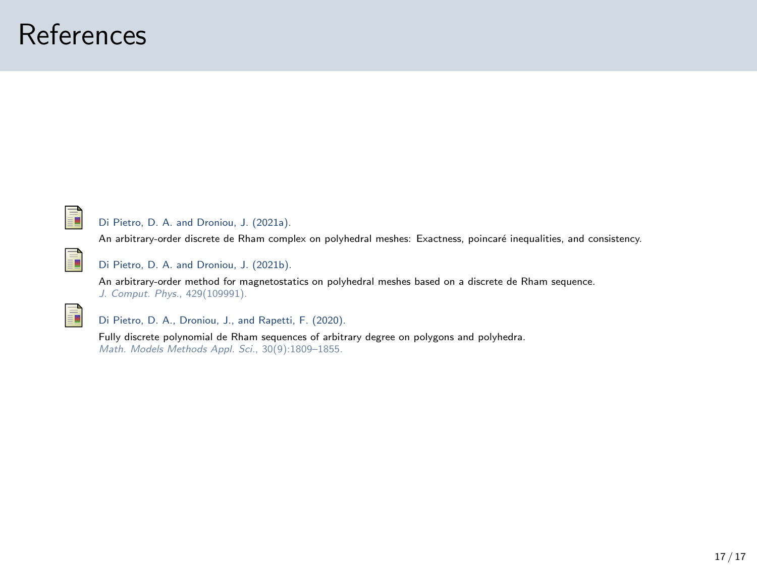# References

- Di Pietro, D. A. and Droniou, J. (2021a).
  An arbitrary-order discrete de Rham complex on polyhedral meshes: Exactness, poincaré inequalities, and consistency.

- Di Pietro, D. A. and Droniou, J. (2021b).
  An arbitrary-order method for magnetostatics on polyhedral meshes based on a discrete de Rham sequence.
  *J. Comput. Phys.*, 429(109991).

- Di Pietro, D. A., Droniou, J., and Rapetti, F. (2020).
  Fully discrete polynomial de Rham sequences of arbitrary degree on polygons and polyhedra.
  *Math. Models Methods Appl. Sci.*, 30(9):1809–1855.